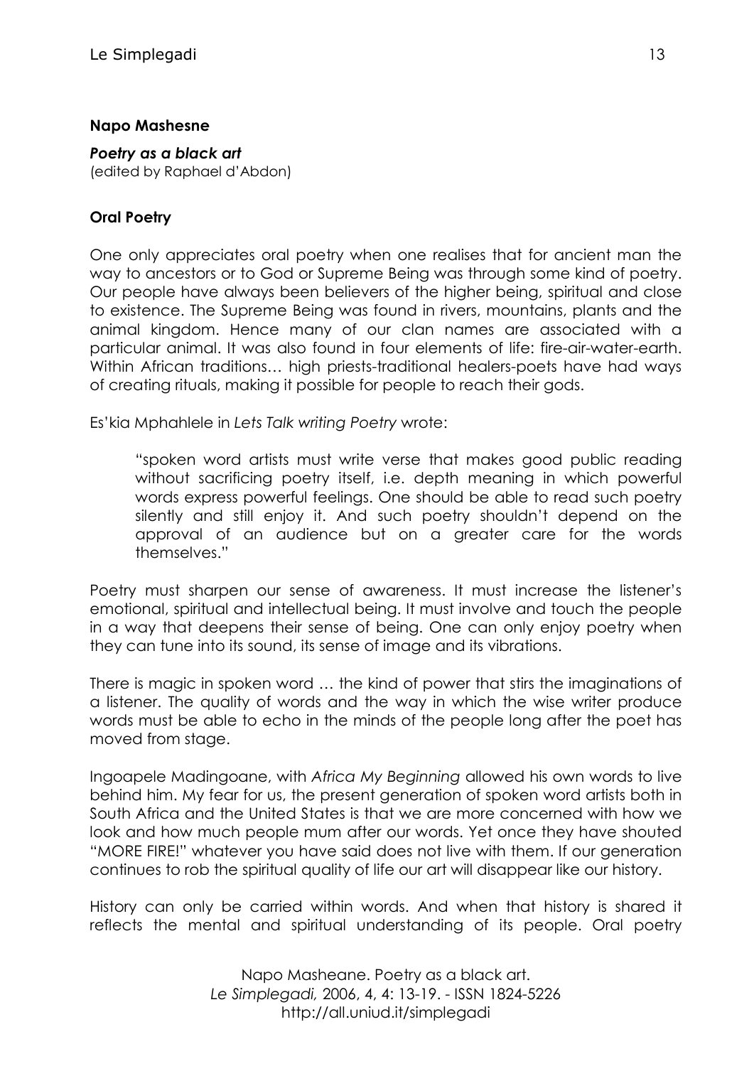**Napo Mashesne**

***Poetry as a black art***
(edited by Raphael d'Abdon)

**Oral Poetry**

One only appreciates oral poetry when one realises that for ancient man the way to ancestors or to God or Supreme Being was through some kind of poetry. Our people have always been believers of the higher being, spiritual and close to existence. The Supreme Being was found in rivers, mountains, plants and the animal kingdom. Hence many of our clan names are associated with a particular animal. It was also found in four elements of life: fire-air-water-earth. Within African traditions… high priests-traditional healers-poets have had ways of creating rituals, making it possible for people to reach their gods.

Es'kia Mphahlele in *Lets Talk writing Poetry* wrote:

> "spoken word artists must write verse that makes good public reading without sacrificing poetry itself, i.e. depth meaning in which powerful words express powerful feelings. One should be able to read such poetry silently and still enjoy it. And such poetry shouldn't depend on the approval of an audience but on a greater care for the words themselves."

Poetry must sharpen our sense of awareness. It must increase the listener's emotional, spiritual and intellectual being. It must involve and touch the people in a way that deepens their sense of being. One can only enjoy poetry when they can tune into its sound, its sense of image and its vibrations.

There is magic in spoken word … the kind of power that stirs the imaginations of a listener. The quality of words and the way in which the wise writer produce words must be able to echo in the minds of the people long after the poet has moved from stage.

Ingoapele Madingoane, with *Africa My Beginning* allowed his own words to live behind him. My fear for us, the present generation of spoken word artists both in South Africa and the United States is that we are more concerned with how we look and how much people mum after our words. Yet once they have shouted "MORE FIRE!" whatever you have said does not live with them. If our generation continues to rob the spiritual quality of life our art will disappear like our history.

History can only be carried within words. And when that history is shared it reflects the mental and spiritual understanding of its people. Oral poetry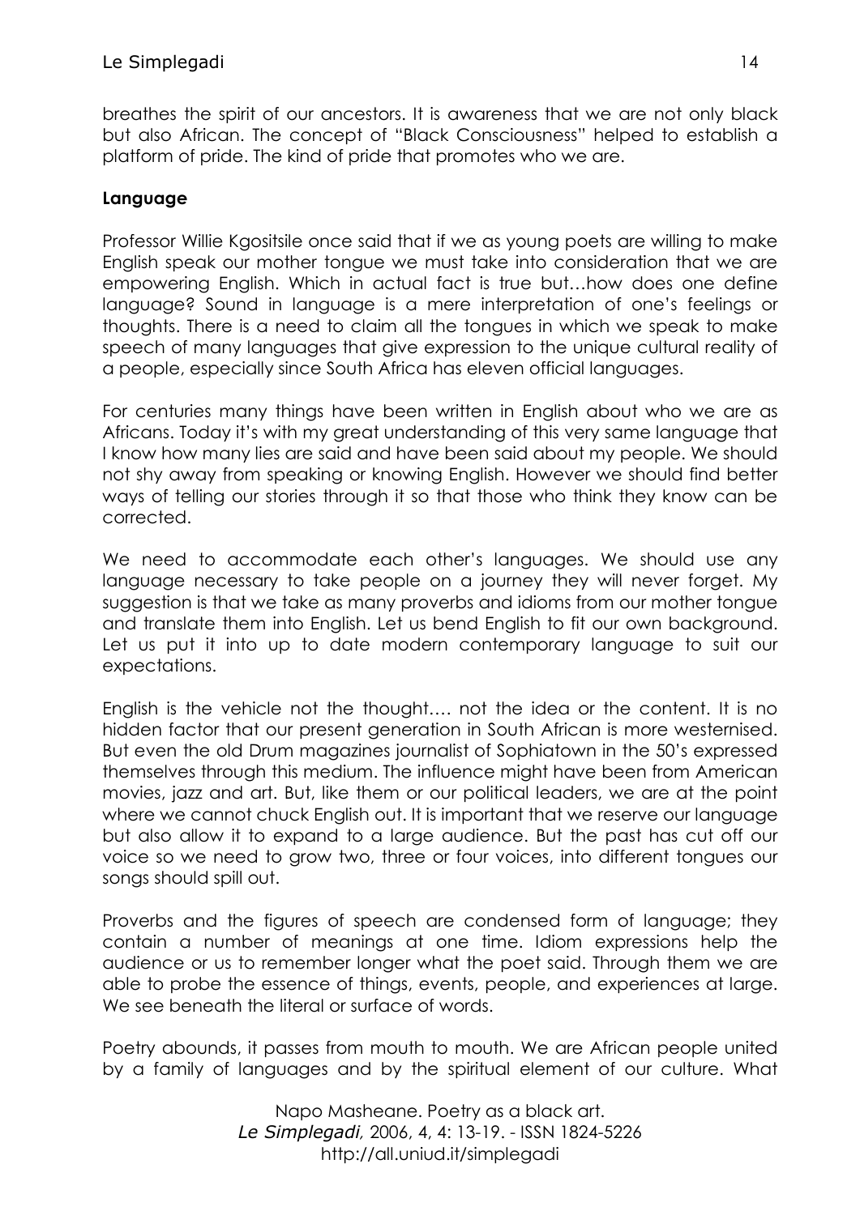breathes the spirit of our ancestors. It is awareness that we are not only black but also African. The concept of "Black Consciousness" helped to establish a platform of pride. The kind of pride that promotes who we are.

**Language**

Professor Willie Kgositsile once said that if we as young poets are willing to make English speak our mother tongue we must take into consideration that we are empowering English. Which in actual fact is true but…how does one define language? Sound in language is a mere interpretation of one's feelings or thoughts. There is a need to claim all the tongues in which we speak to make speech of many languages that give expression to the unique cultural reality of a people, especially since South Africa has eleven official languages.

For centuries many things have been written in English about who we are as Africans. Today it's with my great understanding of this very same language that I know how many lies are said and have been said about my people. We should not shy away from speaking or knowing English. However we should find better ways of telling our stories through it so that those who think they know can be corrected.

We need to accommodate each other's languages. We should use any language necessary to take people on a journey they will never forget. My suggestion is that we take as many proverbs and idioms from our mother tongue and translate them into English. Let us bend English to fit our own background. Let us put it into up to date modern contemporary language to suit our expectations.

English is the vehicle not the thought…. not the idea or the content. It is no hidden factor that our present generation in South African is more westernised. But even the old Drum magazines journalist of Sophiatown in the 50's expressed themselves through this medium. The influence might have been from American movies, jazz and art. But, like them or our political leaders, we are at the point where we cannot chuck English out. It is important that we reserve our language but also allow it to expand to a large audience. But the past has cut off our voice so we need to grow two, three or four voices, into different tongues our songs should spill out.

Proverbs and the figures of speech are condensed form of language; they contain a number of meanings at one time. Idiom expressions help the audience or us to remember longer what the poet said. Through them we are able to probe the essence of things, events, people, and experiences at large. We see beneath the literal or surface of words.

Poetry abounds, it passes from mouth to mouth. We are African people united by a family of languages and by the spiritual element of our culture. What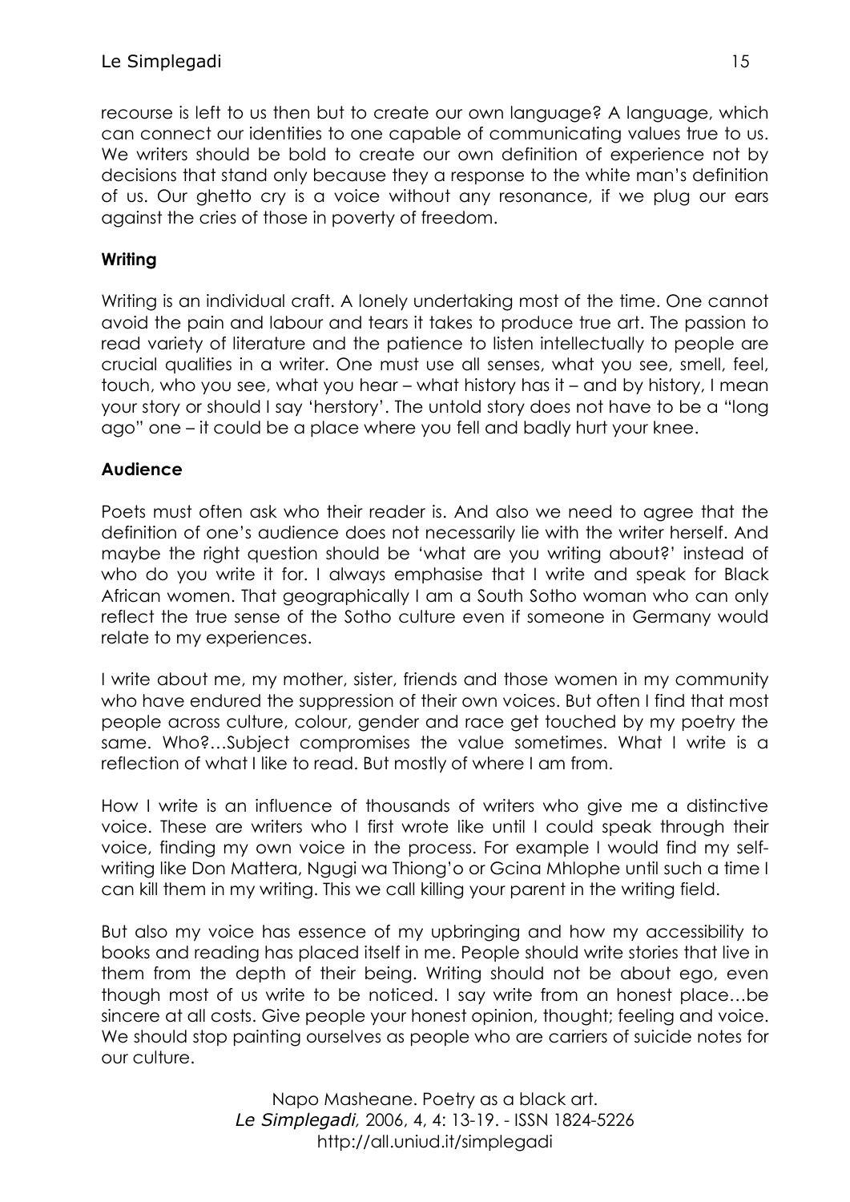recourse is left to us then but to create our own language? A language, which can connect our identities to one capable of communicating values true to us. We writers should be bold to create our own definition of experience not by decisions that stand only because they a response to the white man's definition of us. Our ghetto cry is a voice without any resonance, if we plug our ears against the cries of those in poverty of freedom.

## Writing

Writing is an individual craft. A lonely undertaking most of the time. One cannot avoid the pain and labour and tears it takes to produce true art. The passion to read variety of literature and the patience to listen intellectually to people are crucial qualities in a writer. One must use all senses, what you see, smell, feel, touch, who you see, what you hear – what history has it – and by history, I mean your story or should I say 'herstory'. The untold story does not have to be a "long ago" one – it could be a place where you fell and badly hurt your knee.

## Audience

Poets must often ask who their reader is. And also we need to agree that the definition of one's audience does not necessarily lie with the writer herself. And maybe the right question should be 'what are you writing about?' instead of who do you write it for. I always emphasise that I write and speak for Black African women. That geographically I am a South Sotho woman who can only reflect the true sense of the Sotho culture even if someone in Germany would relate to my experiences.

I write about me, my mother, sister, friends and those women in my community who have endured the suppression of their own voices. But often I find that most people across culture, colour, gender and race get touched by my poetry the same. Who?…Subject compromises the value sometimes. What I write is a reflection of what I like to read. But mostly of where I am from.

How I write is an influence of thousands of writers who give me a distinctive voice. These are writers who I first wrote like until I could speak through their voice, finding my own voice in the process. For example I would find my self-writing like Don Mattera, Ngugi wa Thiong'o or Gcina Mhlophe until such a time I can kill them in my writing. This we call killing your parent in the writing field.

But also my voice has essence of my upbringing and how my accessibility to books and reading has placed itself in me. People should write stories that live in them from the depth of their being. Writing should not be about ego, even though most of us write to be noticed. I say write from an honest place…be sincere at all costs. Give people your honest opinion, thought; feeling and voice. We should stop painting ourselves as people who are carriers of suicide notes for our culture.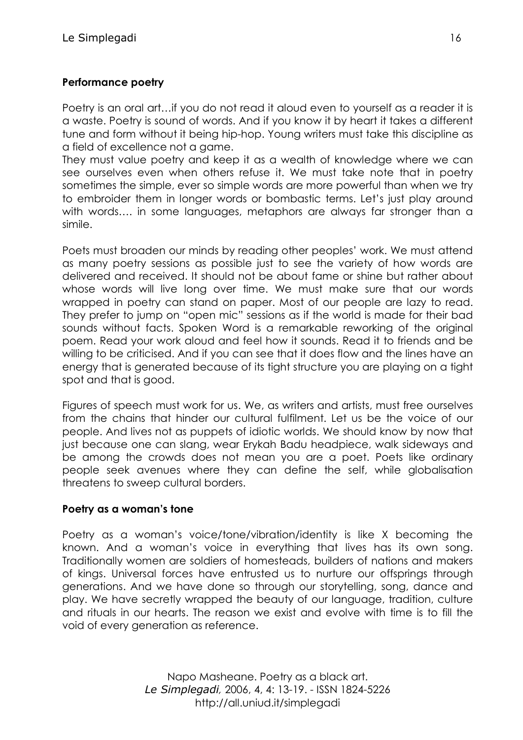**Performance poetry**

Poetry is an oral art…if you do not read it aloud even to yourself as a reader it is a waste. Poetry is sound of words. And if you know it by heart it takes a different tune and form without it being hip-hop. Young writers must take this discipline as a field of excellence not a game.
They must value poetry and keep it as a wealth of knowledge where we can see ourselves even when others refuse it. We must take note that in poetry sometimes the simple, ever so simple words are more powerful than when we try to embroider them in longer words or bombastic terms. Let's just play around with words…. in some languages, metaphors are always far stronger than a simile.

Poets must broaden our minds by reading other peoples' work. We must attend as many poetry sessions as possible just to see the variety of how words are delivered and received. It should not be about fame or shine but rather about whose words will live long over time. We must make sure that our words wrapped in poetry can stand on paper. Most of our people are lazy to read. They prefer to jump on "open mic" sessions as if the world is made for their bad sounds without facts. Spoken Word is a remarkable reworking of the original poem. Read your work aloud and feel how it sounds. Read it to friends and be willing to be criticised. And if you can see that it does flow and the lines have an energy that is generated because of its tight structure you are playing on a tight spot and that is good.

Figures of speech must work for us. We, as writers and artists, must free ourselves from the chains that hinder our cultural fulfilment. Let us be the voice of our people. And lives not as puppets of idiotic worlds. We should know by now that just because one can slang, wear Erykah Badu headpiece, walk sideways and be among the crowds does not mean you are a poet. Poets like ordinary people seek avenues where they can define the self, while globalisation threatens to sweep cultural borders.

**Poetry as a woman's tone**

Poetry as a woman's voice/tone/vibration/identity is like X becoming the known. And a woman's voice in everything that lives has its own song. Traditionally women are soldiers of homesteads, builders of nations and makers of kings. Universal forces have entrusted us to nurture our offsprings through generations. And we have done so through our storytelling, song, dance and play. We have secretly wrapped the beauty of our language, tradition, culture and rituals in our hearts. The reason we exist and evolve with time is to fill the void of every generation as reference.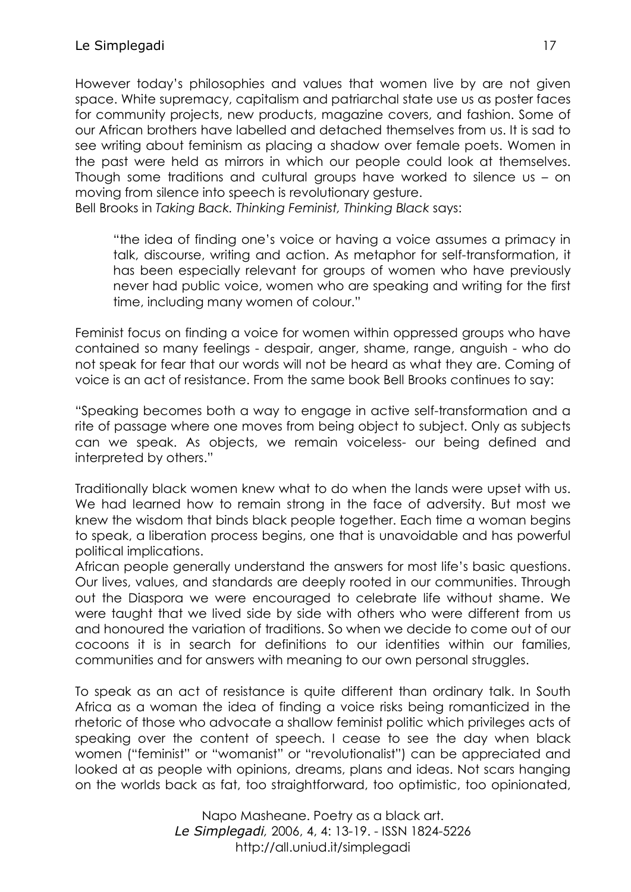However today's philosophies and values that women live by are not given space. White supremacy, capitalism and patriarchal state use us as poster faces for community projects, new products, magazine covers, and fashion. Some of our African brothers have labelled and detached themselves from us. It is sad to see writing about feminism as placing a shadow over female poets. Women in the past were held as mirrors in which our people could look at themselves. Though some traditions and cultural groups have worked to silence us – on moving from silence into speech is revolutionary gesture.

Bell Brooks in *Taking Back. Thinking Feminist, Thinking Black* says:

> "the idea of finding one's voice or having a voice assumes a primacy in talk, discourse, writing and action. As metaphor for self-transformation, it has been especially relevant for groups of women who have previously never had public voice, women who are speaking and writing for the first time, including many women of colour."

Feminist focus on finding a voice for women within oppressed groups who have contained so many feelings - despair, anger, shame, range, anguish - who do not speak for fear that our words will not be heard as what they are. Coming of voice is an act of resistance. From the same book Bell Brooks continues to say:

"Speaking becomes both a way to engage in active self-transformation and a rite of passage where one moves from being object to subject. Only as subjects can we speak. As objects, we remain voiceless- our being defined and interpreted by others."

Traditionally black women knew what to do when the lands were upset with us. We had learned how to remain strong in the face of adversity. But most we knew the wisdom that binds black people together. Each time a woman begins to speak, a liberation process begins, one that is unavoidable and has powerful political implications.

African people generally understand the answers for most life's basic questions. Our lives, values, and standards are deeply rooted in our communities. Through out the Diaspora we were encouraged to celebrate life without shame. We were taught that we lived side by side with others who were different from us and honoured the variation of traditions. So when we decide to come out of our cocoons it is in search for definitions to our identities within our families, communities and for answers with meaning to our own personal struggles.

To speak as an act of resistance is quite different than ordinary talk. In South Africa as a woman the idea of finding a voice risks being romanticized in the rhetoric of those who advocate a shallow feminist politic which privileges acts of speaking over the content of speech. I cease to see the day when black women ("feminist" or "womanist" or "revolutionalist") can be appreciated and looked at as people with opinions, dreams, plans and ideas. Not scars hanging on the worlds back as fat, too straightforward, too optimistic, too opinionated,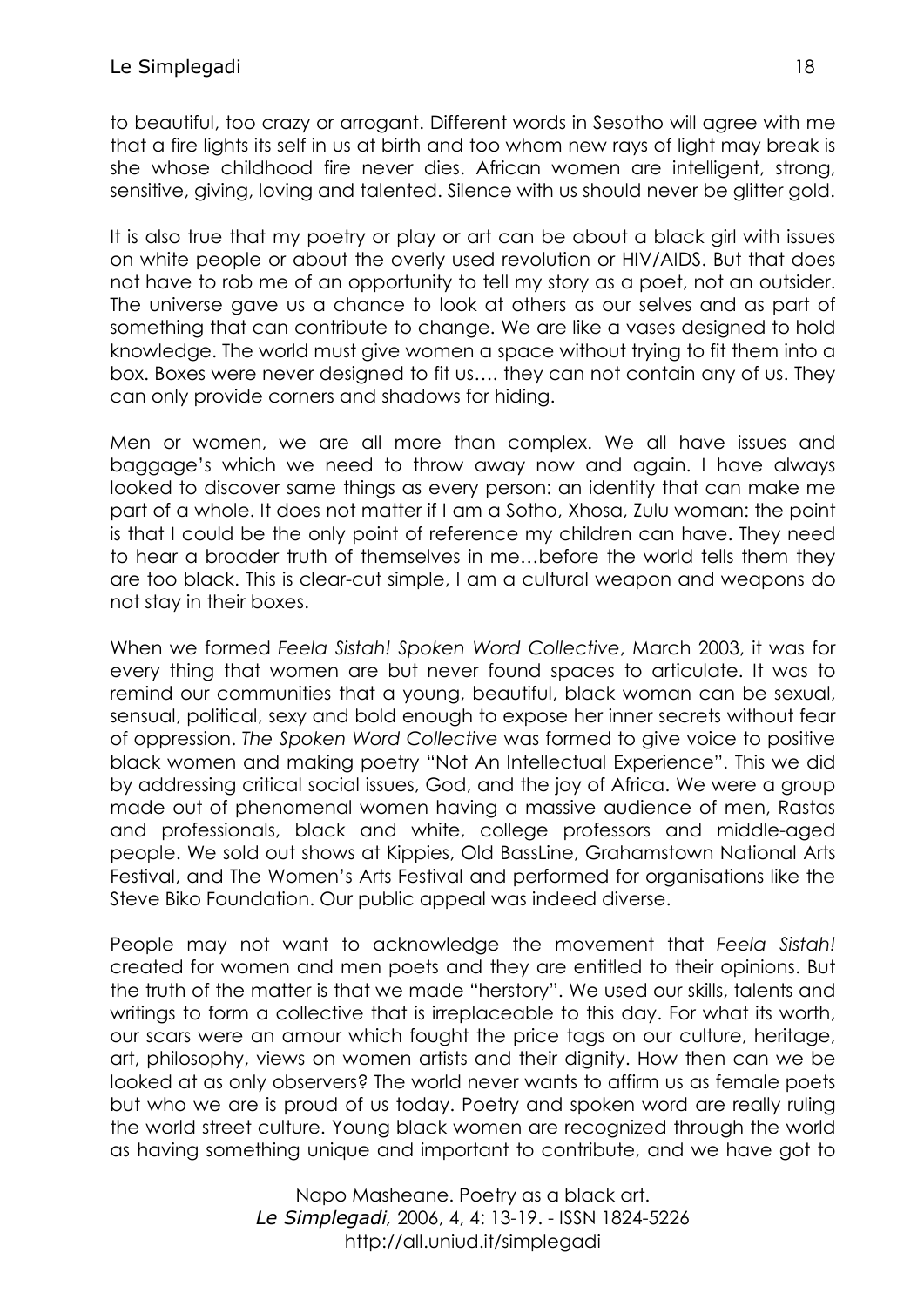to beautiful, too crazy or arrogant. Different words in Sesotho will agree with me that a fire lights its self in us at birth and too whom new rays of light may break is she whose childhood fire never dies. African women are intelligent, strong, sensitive, giving, loving and talented. Silence with us should never be glitter gold.

It is also true that my poetry or play or art can be about a black girl with issues on white people or about the overly used revolution or HIV/AIDS. But that does not have to rob me of an opportunity to tell my story as a poet, not an outsider. The universe gave us a chance to look at others as our selves and as part of something that can contribute to change. We are like a vases designed to hold knowledge. The world must give women a space without trying to fit them into a box. Boxes were never designed to fit us…. they can not contain any of us. They can only provide corners and shadows for hiding.

Men or women, we are all more than complex. We all have issues and baggage's which we need to throw away now and again. I have always looked to discover same things as every person: an identity that can make me part of a whole. It does not matter if I am a Sotho, Xhosa, Zulu woman: the point is that I could be the only point of reference my children can have. They need to hear a broader truth of themselves in me…before the world tells them they are too black. This is clear-cut simple, I am a cultural weapon and weapons do not stay in their boxes.

When we formed *Feela Sistah! Spoken Word Collective*, March 2003, it was for every thing that women are but never found spaces to articulate. It was to remind our communities that a young, beautiful, black woman can be sexual, sensual, political, sexy and bold enough to expose her inner secrets without fear of oppression. *The Spoken Word Collective* was formed to give voice to positive black women and making poetry "Not An Intellectual Experience". This we did by addressing critical social issues, God, and the joy of Africa. We were a group made out of phenomenal women having a massive audience of men, Rastas and professionals, black and white, college professors and middle-aged people. We sold out shows at Kippies, Old BassLine, Grahamstown National Arts Festival, and The Women's Arts Festival and performed for organisations like the Steve Biko Foundation. Our public appeal was indeed diverse.

People may not want to acknowledge the movement that *Feela Sistah!* created for women and men poets and they are entitled to their opinions. But the truth of the matter is that we made "herstory". We used our skills, talents and writings to form a collective that is irreplaceable to this day. For what its worth, our scars were an amour which fought the price tags on our culture, heritage, art, philosophy, views on women artists and their dignity. How then can we be looked at as only observers? The world never wants to affirm us as female poets but who we are is proud of us today. Poetry and spoken word are really ruling the world street culture. Young black women are recognized through the world as having something unique and important to contribute, and we have got to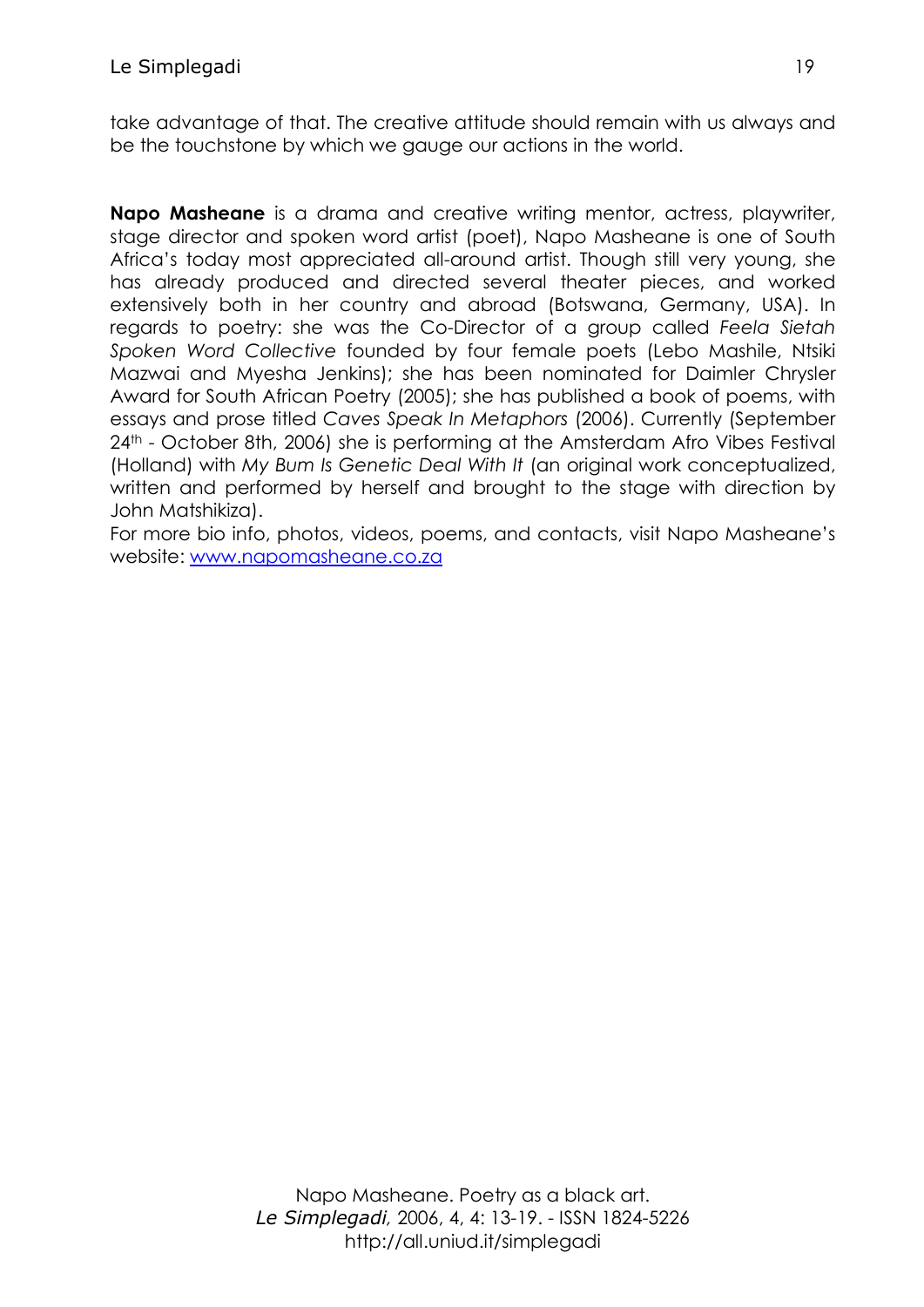take advantage of that. The creative attitude should remain with us always and be the touchstone by which we gauge our actions in the world.

**Napo Masheane** is a drama and creative writing mentor, actress, playwriter, stage director and spoken word artist (poet), Napo Masheane is one of South Africa's today most appreciated all-around artist. Though still very young, she has already produced and directed several theater pieces, and worked extensively both in her country and abroad (Botswana, Germany, USA). In regards to poetry: she was the Co-Director of a group called *Feela Sietah Spoken Word Collective* founded by four female poets (Lebo Mashile, Ntsiki Mazwai and Myesha Jenkins); she has been nominated for Daimler Chrysler Award for South African Poetry (2005); she has published a book of poems, with essays and prose titled *Caves Speak In Metaphors* (2006). Currently (September 24th - October 8th, 2006) she is performing at the Amsterdam Afro Vibes Festival (Holland) with *My Bum Is Genetic Deal With It* (an original work conceptualized, written and performed by herself and brought to the stage with direction by John Matshikiza).

For more bio info, photos, videos, poems, and contacts, visit Napo Masheane's website: [www.napomasheane.co.za](http://www.napomasheane.co.za)

Napo Masheane. Poetry as a black art.
*Le Simplegadi,* 2006, 4, 4: 13-19. - ISSN 1824-5226
http://all.uniud.it/simplegadi